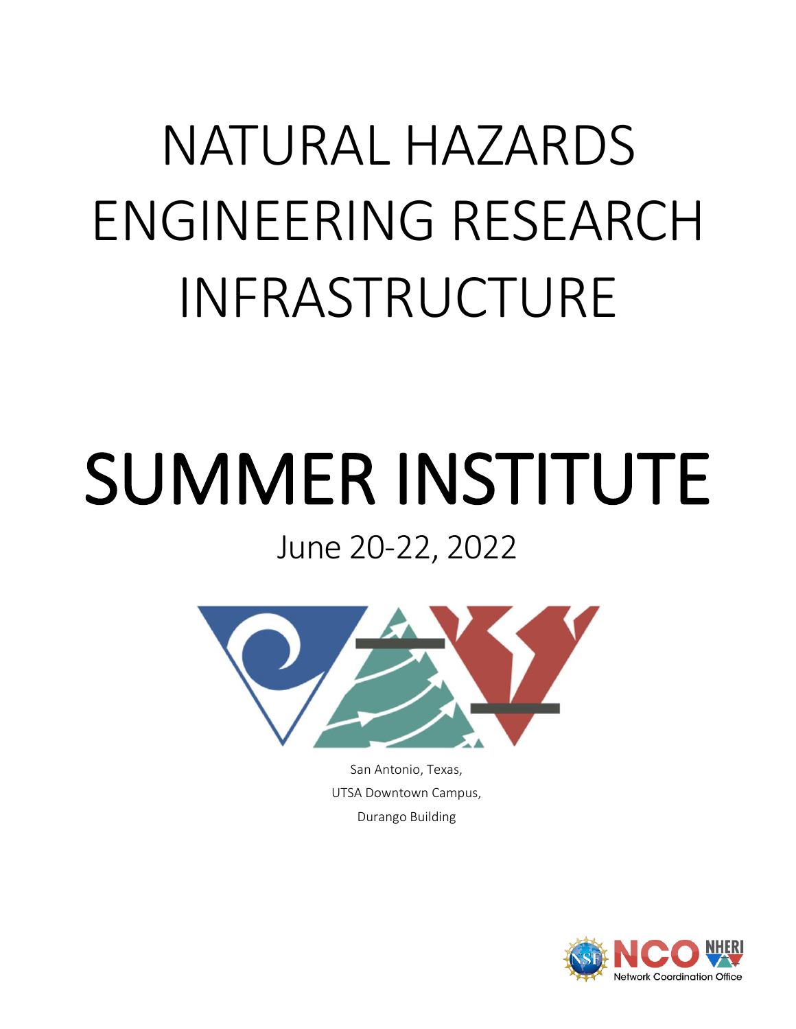# NATURAL HAZARDS ENGINEERING RESEARCH INFRASTRUCTURE

# SUMMER INSTITUTE

## June 20-22, 2022

San Antonio, Texas,

UTSA Downtown Campus,

Durango Building

NCO NHERI Network Coordination Office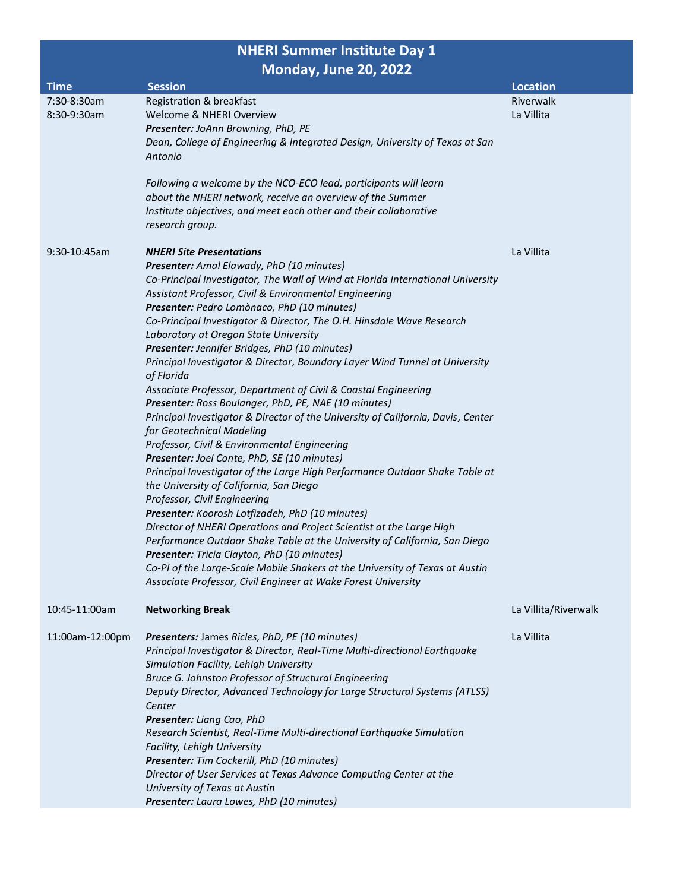## NHERI Summer Institute Day 1
## Monday, June 20, 2022

| Time | Session | Location |
|---|---|---|
| 7:30-8:30am | Registration & breakfast | Riverwalk |
| 8:30-9:30am | Welcome & NHERI Overview<br>***Presenter:*** *JoAnn Browning, PhD, PE*<br>*Dean, College of Engineering & Integrated Design, University of Texas at San Antonio*<br><br>*Following a welcome by the NCO-ECO lead, participants will learn about the NHERI network, receive an overview of the Summer Institute objectives, and meet each other and their collaborative research group.* | La Villita |
| 9:30-10:45am | ***NHERI Site Presentations***<br>***Presenter:*** *Amal Elawady, PhD (10 minutes)*<br>*Co-Principal Investigator, The Wall of Wind at Florida International University*<br>*Assistant Professor, Civil & Environmental Engineering*<br>***Presenter:*** *Pedro Lomònaco, PhD (10 minutes)*<br>*Co-Principal Investigator & Director, The O.H. Hinsdale Wave Research Laboratory at Oregon State University*<br>***Presenter:*** *Jennifer Bridges, PhD (10 minutes)*<br>*Principal Investigator & Director, Boundary Layer Wind Tunnel at University of Florida*<br>*Associate Professor, Department of Civil & Coastal Engineering*<br>***Presenter:*** *Ross Boulanger, PhD, PE, NAE (10 minutes)*<br>*Principal Investigator & Director of the University of California, Davis, Center for Geotechnical Modeling*<br>*Professor, Civil & Environmental Engineering*<br>***Presenter:*** *Joel Conte, PhD, SE (10 minutes)*<br>*Principal Investigator of the Large High Performance Outdoor Shake Table at the University of California, San Diego*<br>*Professor, Civil Engineering*<br>***Presenter:*** *Koorosh Lotfizadeh, PhD (10 minutes)*<br>*Director of NHERI Operations and Project Scientist at the Large High Performance Outdoor Shake Table at the University of California, San Diego*<br>***Presenter:*** *Tricia Clayton, PhD (10 minutes)*<br>*Co-PI of the Large-Scale Mobile Shakers at the University of Texas at Austin*<br>*Associate Professor, Civil Engineer at Wake Forest University* | La Villita |
| 10:45-11:00am | **Networking Break** | La Villita/Riverwalk |
| 11:00am-12:00pm | ***Presenters:*** *James Ricles, PhD, PE (10 minutes)*<br>*Principal Investigator & Director, Real-Time Multi-directional Earthquake Simulation Facility, Lehigh University*<br>*Bruce G. Johnston Professor of Structural Engineering*<br>*Deputy Director, Advanced Technology for Large Structural Systems (ATLSS) Center*<br>***Presenter:*** *Liang Cao, PhD*<br>*Research Scientist, Real-Time Multi-directional Earthquake Simulation Facility, Lehigh University*<br>***Presenter:*** *Tim Cockerill, PhD (10 minutes)*<br>*Director of User Services at Texas Advance Computing Center at the University of Texas at Austin*<br>***Presenter:*** *Laura Lowes, PhD (10 minutes)* | La Villita |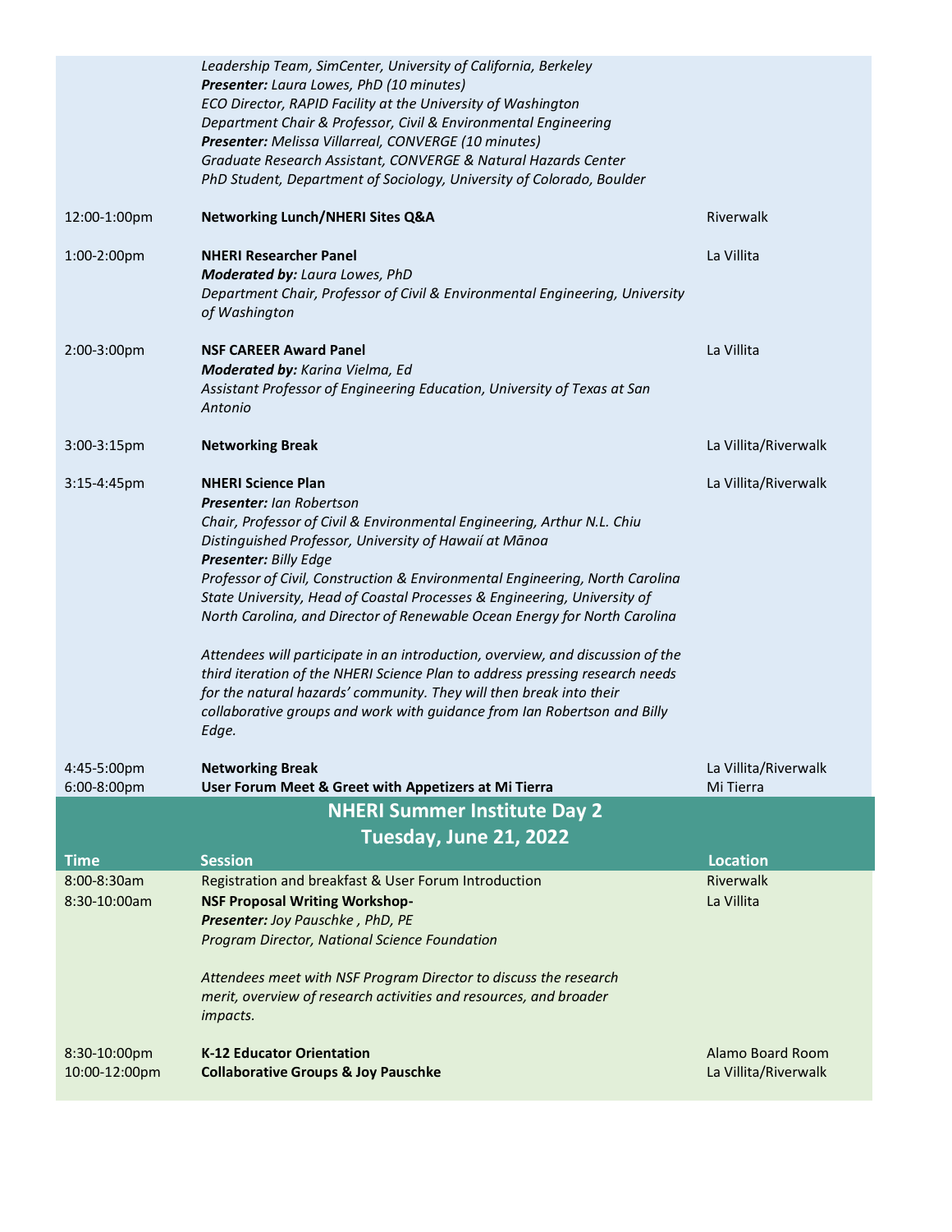| | | |
|---|---|---|
| | *Leadership Team, SimCenter, University of California, Berkeley*<br>***Presenter:*** *Laura Lowes, PhD (10 minutes)*<br>*ECO Director, RAPID Facility at the University of Washington*<br>*Department Chair & Professor, Civil & Environmental Engineering*<br>***Presenter:*** *Melissa Villarreal, CONVERGE (10 minutes)*<br>*Graduate Research Assistant, CONVERGE & Natural Hazards Center*<br>*PhD Student, Department of Sociology, University of Colorado, Boulder* | |
| 12:00-1:00pm | **Networking Lunch/NHERI Sites Q&A** | Riverwalk |
| 1:00-2:00pm | **NHERI Researcher Panel**<br>***Moderated by:*** *Laura Lowes, PhD*<br>*Department Chair, Professor of Civil & Environmental Engineering, University of Washington* | La Villita |
| 2:00-3:00pm | **NSF CAREER Award Panel**<br>***Moderated by:*** *Karina Vielma, Ed*<br>*Assistant Professor of Engineering Education, University of Texas at San Antonio* | La Villita |
| 3:00-3:15pm | **Networking Break** | La Villita/Riverwalk |
| 3:15-4:45pm | **NHERI Science Plan**<br>***Presenter:*** *Ian Robertson*<br>*Chair, Professor of Civil & Environmental Engineering, Arthur N.L. Chiu Distinguished Professor, University of Hawaií at Mānoa*<br>***Presenter:*** *Billy Edge*<br>*Professor of Civil, Construction & Environmental Engineering, North Carolina State University, Head of Coastal Processes & Engineering, University of North Carolina, and Director of Renewable Ocean Energy for North Carolina*<br><br>*Attendees will participate in an introduction, overview, and discussion of the third iteration of the NHERI Science Plan to address pressing research needs for the natural hazards' community. They will then break into their collaborative groups and work with guidance from Ian Robertson and Billy Edge.* | La Villita/Riverwalk |
| 4:45-5:00pm | **Networking Break** | La Villita/Riverwalk |
| 6:00-8:00pm | **User Forum Meet & Greet with Appetizers at Mi Tierra** | Mi Tierra |

## NHERI Summer Institute Day 2
## Tuesday, June 21, 2022

| Time | Session | Location |
|---|---|---|
| 8:00-8:30am | Registration and breakfast & User Forum Introduction | Riverwalk |
| 8:30-10:00am | **NSF Proposal Writing Workshop-**<br>***Presenter:*** *Joy Pauschke , PhD, PE*<br>*Program Director, National Science Foundation*<br><br>*Attendees meet with NSF Program Director to discuss the research merit, overview of research activities and resources, and broader impacts.* | La Villita |
| 8:30-10:00pm | **K-12 Educator Orientation** | Alamo Board Room |
| 10:00-12:00pm | **Collaborative Groups & Joy Pauschke** | La Villita/Riverwalk |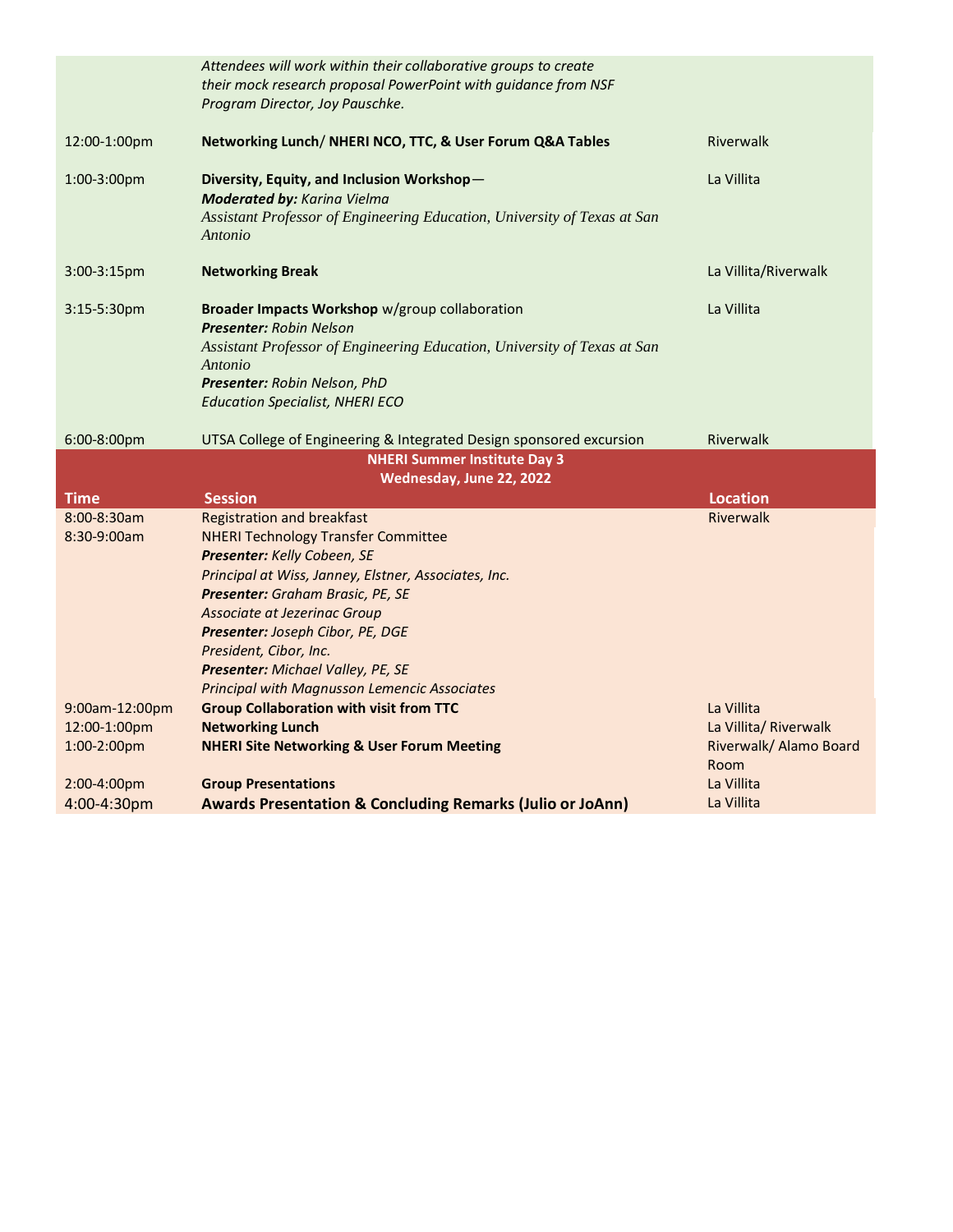| | | |
|---|---|---|
| | *Attendees will work within their collaborative groups to create their mock research proposal PowerPoint with guidance from NSF Program Director, Joy Pauschke.* | |
| 12:00-1:00pm | **Networking Lunch/ NHERI NCO, TTC, & User Forum Q&A Tables** | Riverwalk |
| 1:00-3:00pm | **Diversity, Equity, and Inclusion Workshop**—<br>***Moderated by:*** *Karina Vielma*<br>*Assistant Professor of Engineering Education, University of Texas at San Antonio* | La Villita |
| 3:00-3:15pm | **Networking Break** | La Villita/Riverwalk |
| 3:15-5:30pm | **Broader Impacts Workshop** w/group collaboration<br>***Presenter:*** *Robin Nelson*<br>*Assistant Professor of Engineering Education, University of Texas at San Antonio*<br>***Presenter:*** *Robin Nelson, PhD*<br>*Education Specialist, NHERI ECO* | La Villita |
| 6:00-8:00pm | UTSA College of Engineering & Integrated Design sponsored excursion | Riverwalk |

## NHERI Summer Institute Day 3
### Wednesday, June 22, 2022

| Time | Session | Location |
|---|---|---|
| 8:00-8:30am | Registration and breakfast | Riverwalk |
| 8:30-9:00am | NHERI Technology Transfer Committee<br>***Presenter:*** *Kelly Cobeen, SE*<br>*Principal at Wiss, Janney, Elstner, Associates, Inc.*<br>***Presenter:*** *Graham Brasic, PE, SE*<br>*Associate at Jezerinac Group*<br>***Presenter:*** *Joseph Cibor, PE, DGE*<br>*President, Cibor, Inc.*<br>***Presenter:*** *Michael Valley, PE, SE*<br>*Principal with Magnusson Lemencic Associates* | |
| 9:00am-12:00pm | **Group Collaboration with visit from TTC** | La Villita |
| 12:00-1:00pm | **Networking Lunch** | La Villita/ Riverwalk |
| 1:00-2:00pm | **NHERI Site Networking & User Forum Meeting** | Riverwalk/ Alamo Board Room |
| 2:00-4:00pm | **Group Presentations** | La Villita |
| 4:00-4:30pm | **Awards Presentation & Concluding Remarks (Julio or JoAnn)** | La Villita |